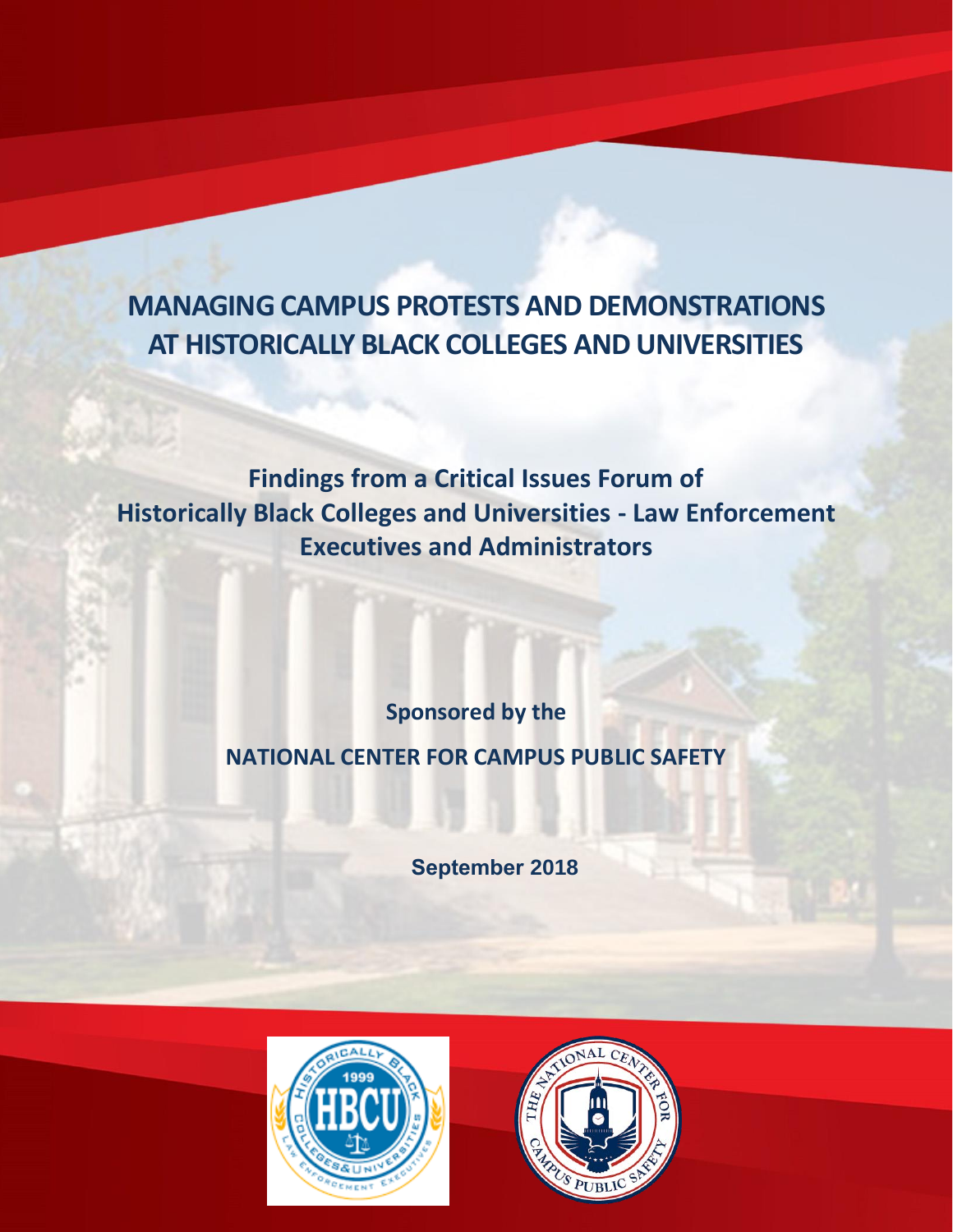# MANAGING CAMPUS PROTESTS AND DEMONSTRATIONS AT HISTORICALLY BLACK COLLEGES AND UNIVERSITIES

## Findings from a Critical Issues Forum of Historically Black Colleges and Universities - Law Enforcement Executives and Administrators

**Sponsored by the**

**NATIONAL CENTER FOR CAMPUS PUBLIC SAFETY**

**September 2018**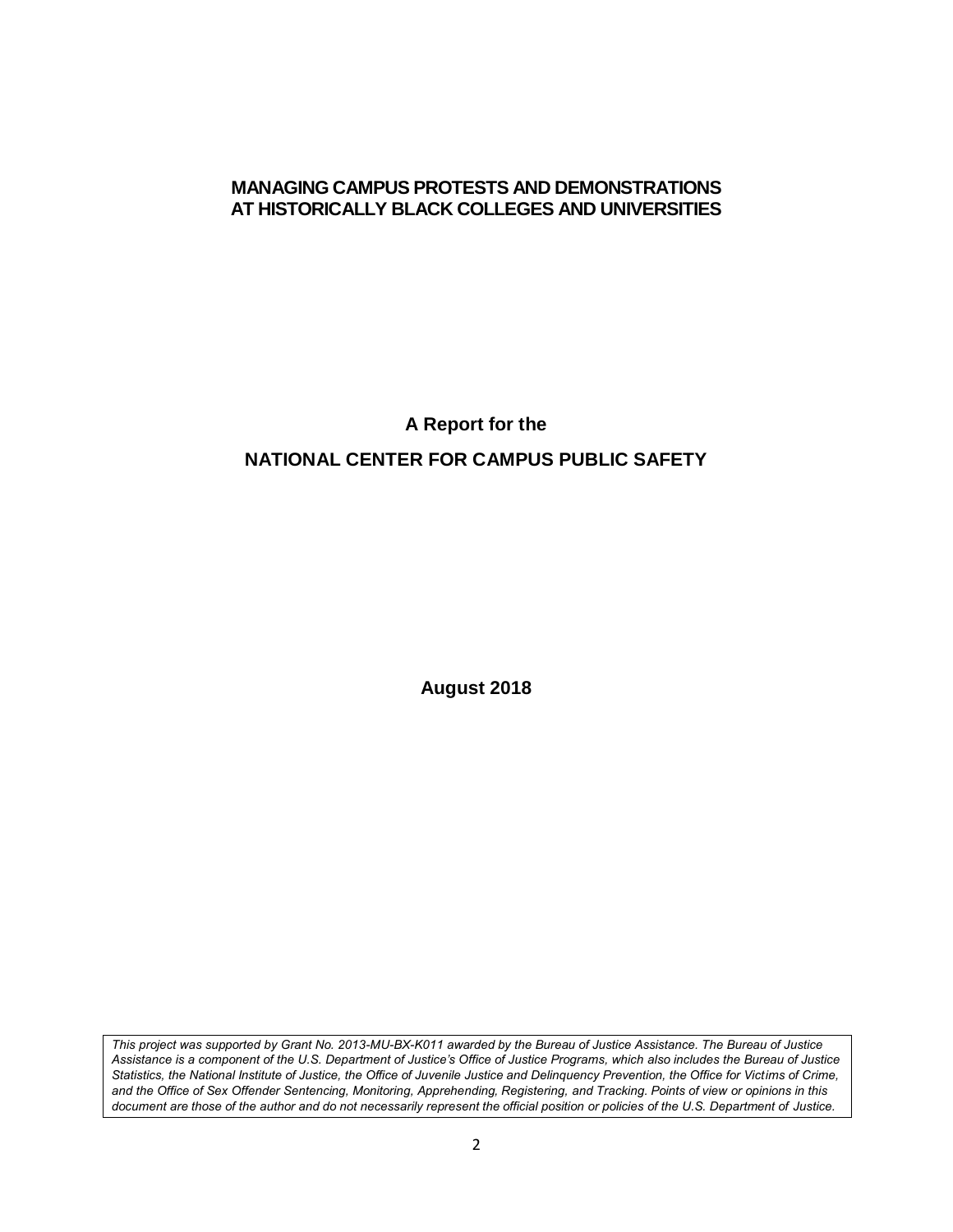# MANAGING CAMPUS PROTESTS AND DEMONSTRATIONS AT HISTORICALLY BLACK COLLEGES AND UNIVERSITIES

**A Report for the**

**NATIONAL CENTER FOR CAMPUS PUBLIC SAFETY**

**August 2018**

*This project was supported by Grant No. 2013-MU-BX-K011 awarded by the Bureau of Justice Assistance. The Bureau of Justice Assistance is a component of the U.S. Department of Justice's Office of Justice Programs, which also includes the Bureau of Justice Statistics, the National Institute of Justice, the Office of Juvenile Justice and Delinquency Prevention, the Office for Victims of Crime, and the Office of Sex Offender Sentencing, Monitoring, Apprehending, Registering, and Tracking. Points of view or opinions in this document are those of the author and do not necessarily represent the official position or policies of the U.S. Department of Justice.*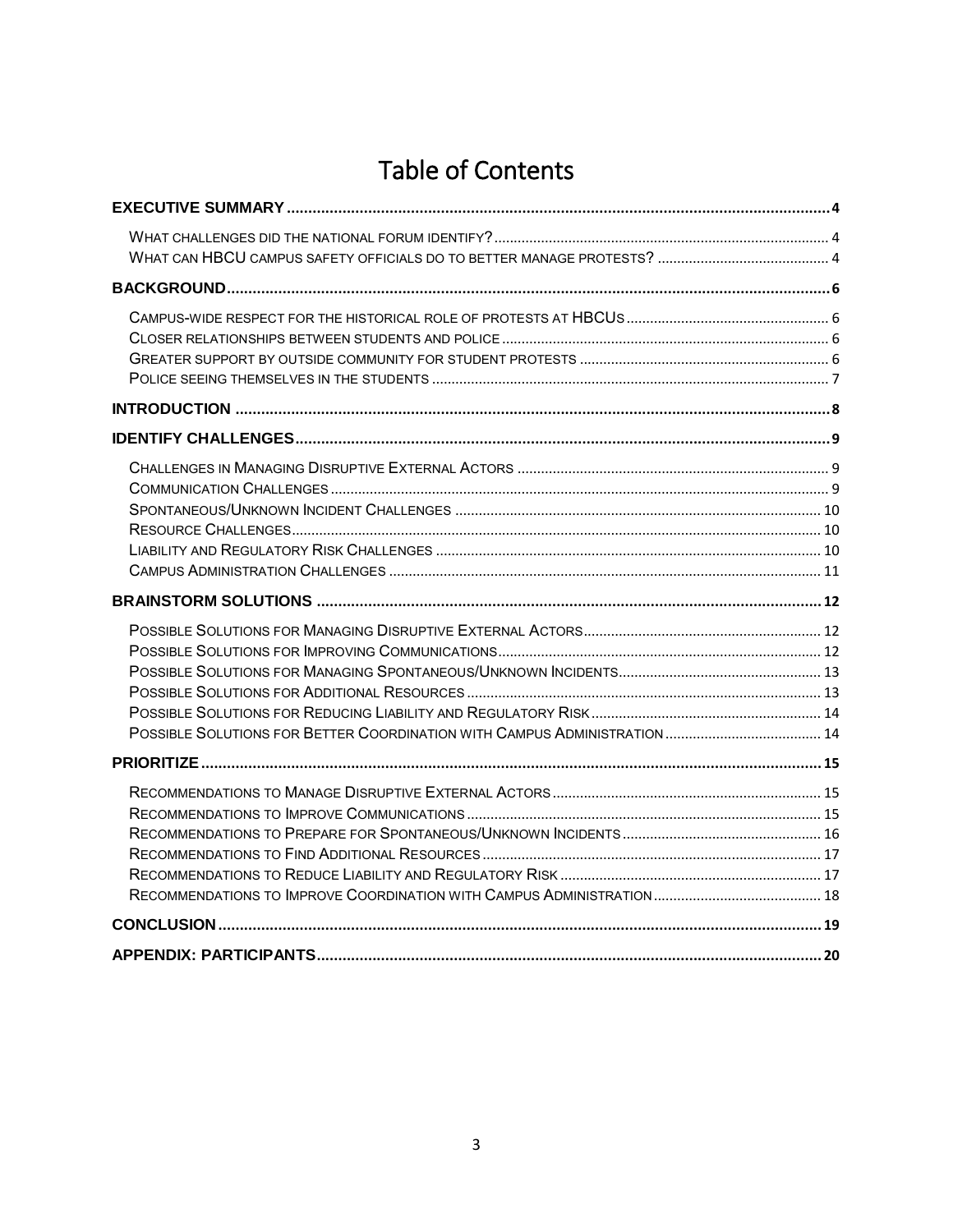# Table of Contents

**EXECUTIVE SUMMARY** ..... 4

- WHAT CHALLENGES DID THE NATIONAL FORUM IDENTIFY? ..... 4
- WHAT CAN HBCU CAMPUS SAFETY OFFICIALS DO TO BETTER MANAGE PROTESTS? ..... 4

**BACKGROUND** ..... 6

- CAMPUS-WIDE RESPECT FOR THE HISTORICAL ROLE OF PROTESTS AT HBCUS ..... 6
- CLOSER RELATIONSHIPS BETWEEN STUDENTS AND POLICE ..... 6
- GREATER SUPPORT BY OUTSIDE COMMUNITY FOR STUDENT PROTESTS ..... 6
- POLICE SEEING THEMSELVES IN THE STUDENTS ..... 7

**INTRODUCTION** ..... 8

**IDENTIFY CHALLENGES** ..... 9

- CHALLENGES IN MANAGING DISRUPTIVE EXTERNAL ACTORS ..... 9
- COMMUNICATION CHALLENGES ..... 9
- SPONTANEOUS/UNKNOWN INCIDENT CHALLENGES ..... 10
- RESOURCE CHALLENGES ..... 10
- LIABILITY AND REGULATORY RISK CHALLENGES ..... 10
- CAMPUS ADMINISTRATION CHALLENGES ..... 11

**BRAINSTORM SOLUTIONS** ..... 12

- POSSIBLE SOLUTIONS FOR MANAGING DISRUPTIVE EXTERNAL ACTORS ..... 12
- POSSIBLE SOLUTIONS FOR IMPROVING COMMUNICATIONS ..... 12
- POSSIBLE SOLUTIONS FOR MANAGING SPONTANEOUS/UNKNOWN INCIDENTS ..... 13
- POSSIBLE SOLUTIONS FOR ADDITIONAL RESOURCES ..... 13
- POSSIBLE SOLUTIONS FOR REDUCING LIABILITY AND REGULATORY RISK ..... 14
- POSSIBLE SOLUTIONS FOR BETTER COORDINATION WITH CAMPUS ADMINISTRATION ..... 14

**PRIORITIZE** ..... 15

- RECOMMENDATIONS TO MANAGE DISRUPTIVE EXTERNAL ACTORS ..... 15
- RECOMMENDATIONS TO IMPROVE COMMUNICATIONS ..... 15
- RECOMMENDATIONS TO PREPARE FOR SPONTANEOUS/UNKNOWN INCIDENTS ..... 16
- RECOMMENDATIONS TO FIND ADDITIONAL RESOURCES ..... 17
- RECOMMENDATIONS TO REDUCE LIABILITY AND REGULATORY RISK ..... 17
- RECOMMENDATIONS TO IMPROVE COORDINATION WITH CAMPUS ADMINISTRATION ..... 18

**CONCLUSION** ..... 19

**APPENDIX: PARTICIPANTS** ..... 20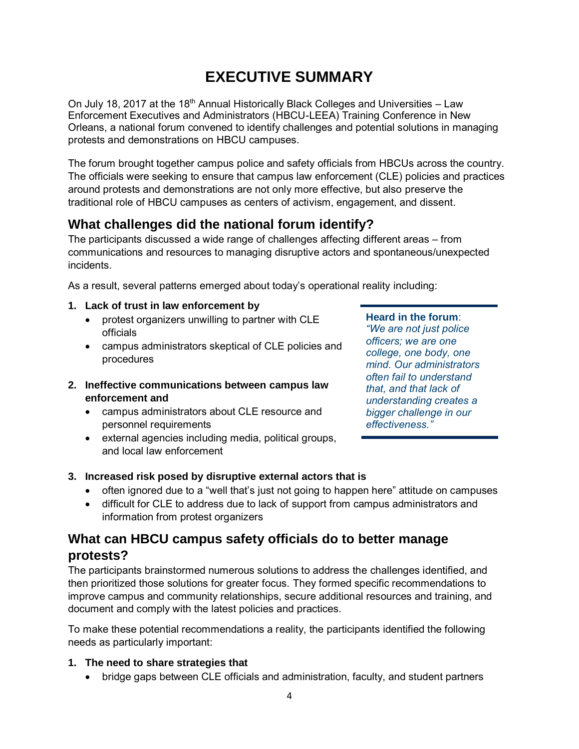# EXECUTIVE SUMMARY

On July 18, 2017 at the 18th Annual Historically Black Colleges and Universities – Law Enforcement Executives and Administrators (HBCU-LEEA) Training Conference in New Orleans, a national forum convened to identify challenges and potential solutions in managing protests and demonstrations on HBCU campuses.

The forum brought together campus police and safety officials from HBCUs across the country. The officials were seeking to ensure that campus law enforcement (CLE) policies and practices around protests and demonstrations are not only more effective, but also preserve the traditional role of HBCU campuses as centers of activism, engagement, and dissent.

## What challenges did the national forum identify?

The participants discussed a wide range of challenges affecting different areas – from communications and resources to managing disruptive actors and spontaneous/unexpected incidents.

As a result, several patterns emerged about today's operational reality including:

1. **Lack of trust in law enforcement by**
   - protest organizers unwilling to partner with CLE officials
   - campus administrators skeptical of CLE policies and procedures
2. **Ineffective communications between campus law enforcement and**
   - campus administrators about CLE resource and personnel requirements
   - external agencies including media, political groups, and local law enforcement
3. **Increased risk posed by disruptive external actors that is**
   - often ignored due to a "well that's just not going to happen here" attitude on campuses
   - difficult for CLE to address due to lack of support from campus administrators and information from protest organizers

> **Heard in the forum**:
> *"We are not just police officers; we are one college, one body, one mind. Our administrators often fail to understand that, and that lack of understanding creates a bigger challenge in our effectiveness."*

## What can HBCU campus safety officials do to better manage protests?

The participants brainstormed numerous solutions to address the challenges identified, and then prioritized those solutions for greater focus. They formed specific recommendations to improve campus and community relationships, secure additional resources and training, and document and comply with the latest policies and practices.

To make these potential recommendations a reality, the participants identified the following needs as particularly important:

1. **The need to share strategies that**
   - bridge gaps between CLE officials and administration, faculty, and student partners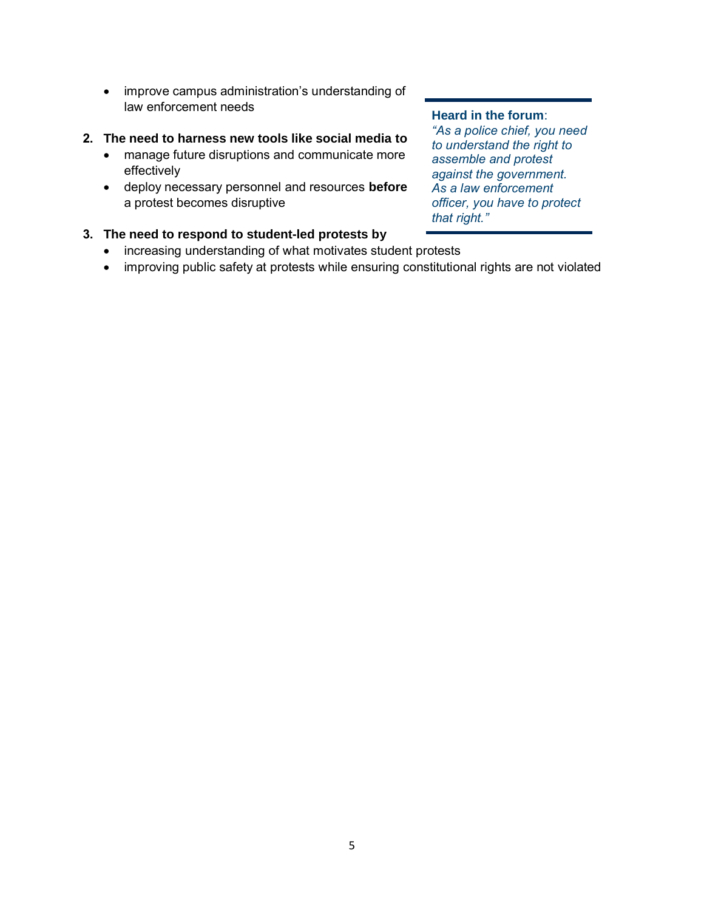- improve campus administration's understanding of law enforcement needs

2. **The need to harness new tools like social media to**
    - manage future disruptions and communicate more effectively
    - deploy necessary personnel and resources **before** a protest becomes disruptive

**Heard in the forum**:
*"As a police chief, you need to understand the right to assemble and protest against the government. As a law enforcement officer, you have to protect that right."*

3. **The need to respond to student-led protests by**
    - increasing understanding of what motivates student protests
    - improving public safety at protests while ensuring constitutional rights are not violated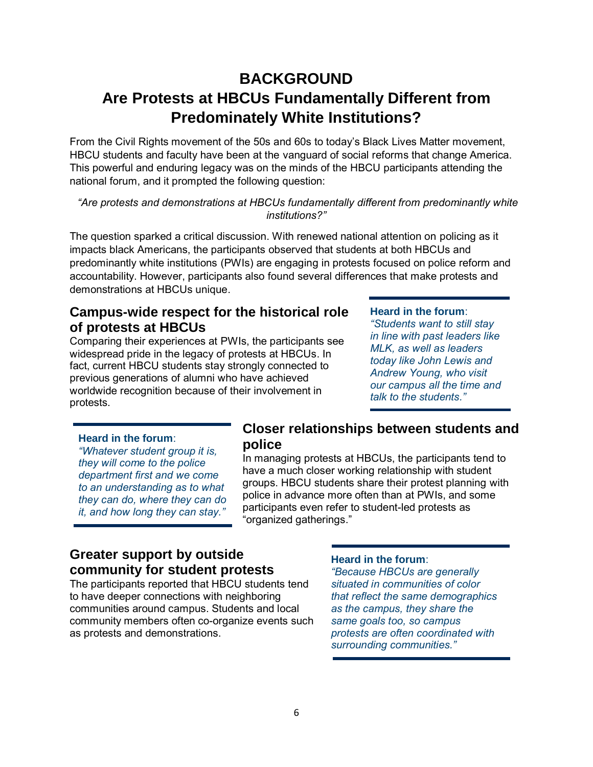# BACKGROUND

# Are Protests at HBCUs Fundamentally Different from Predominately White Institutions?

From the Civil Rights movement of the 50s and 60s to today's Black Lives Matter movement, HBCU students and faculty have been at the vanguard of social reforms that change America. This powerful and enduring legacy was on the minds of the HBCU participants attending the national forum, and it prompted the following question:

*"Are protests and demonstrations at HBCUs fundamentally different from predominantly white institutions?"*

The question sparked a critical discussion. With renewed national attention on policing as it impacts black Americans, the participants observed that students at both HBCUs and predominantly white institutions (PWIs) are engaging in protests focused on police reform and accountability. However, participants also found several differences that make protests and demonstrations at HBCUs unique.

## Campus-wide respect for the historical role of protests at HBCUs

Comparing their experiences at PWIs, the participants see widespread pride in the legacy of protests at HBCUs. In fact, current HBCU students stay strongly connected to previous generations of alumni who have achieved worldwide recognition because of their involvement in protests.

**Heard in the forum**:
*"Students want to still stay in line with past leaders like MLK, as well as leaders today like John Lewis and Andrew Young, who visit our campus all the time and talk to the students."*

## Closer relationships between students and police

In managing protests at HBCUs, the participants tend to have a much closer working relationship with student groups. HBCU students share their protest planning with police in advance more often than at PWIs, and some participants even refer to student-led protests as "organized gatherings."

**Heard in the forum**:
*"Whatever student group it is, they will come to the police department first and we come to an understanding as to what they can do, where they can do it, and how long they can stay."*

## Greater support by outside community for student protests

The participants reported that HBCU students tend to have deeper connections with neighboring communities around campus. Students and local community members often co-organize events such as protests and demonstrations.

**Heard in the forum**:
*"Because HBCUs are generally situated in communities of color that reflect the same demographics as the campus, they share the same goals too, so campus protests are often coordinated with surrounding communities."*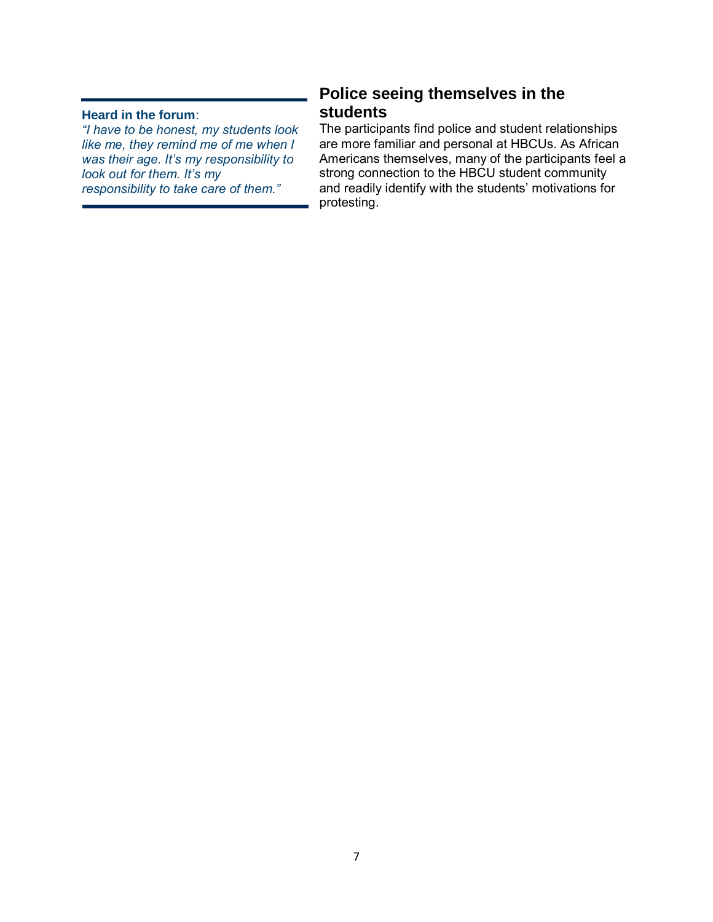**Heard in the forum**:

*"I have to be honest, my students look like me, they remind me of me when I was their age. It's my responsibility to look out for them. It's my responsibility to take care of them."*

## Police seeing themselves in the students

The participants find police and student relationships are more familiar and personal at HBCUs. As African Americans themselves, many of the participants feel a strong connection to the HBCU student community and readily identify with the students' motivations for protesting.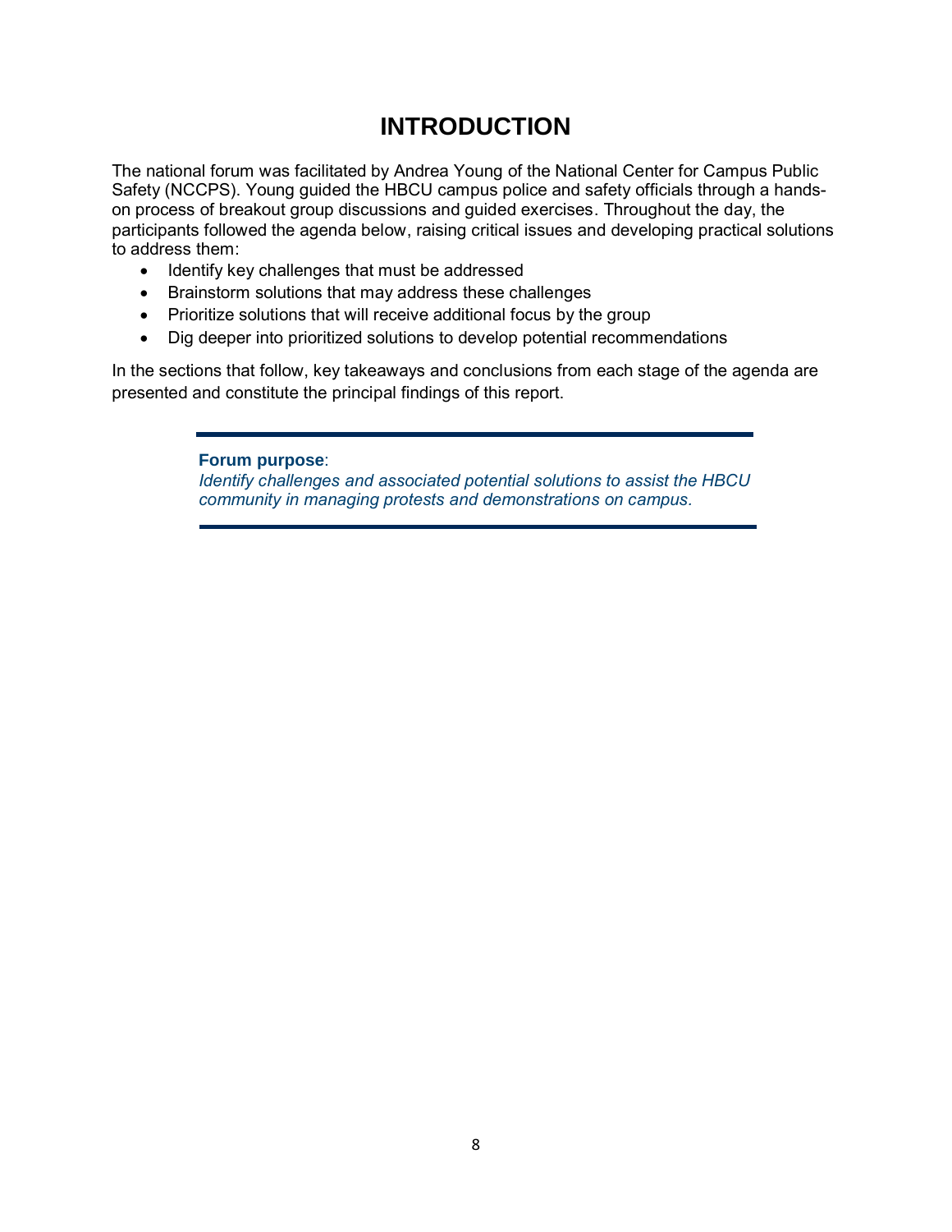# INTRODUCTION

The national forum was facilitated by Andrea Young of the National Center for Campus Public Safety (NCCPS). Young guided the HBCU campus police and safety officials through a hands-on process of breakout group discussions and guided exercises. Throughout the day, the participants followed the agenda below, raising critical issues and developing practical solutions to address them:

- Identify key challenges that must be addressed
- Brainstorm solutions that may address these challenges
- Prioritize solutions that will receive additional focus by the group
- Dig deeper into prioritized solutions to develop potential recommendations

In the sections that follow, key takeaways and conclusions from each stage of the agenda are presented and constitute the principal findings of this report.

---

**Forum purpose**:
*Identify challenges and associated potential solutions to assist the HBCU community in managing protests and demonstrations on campus.*

---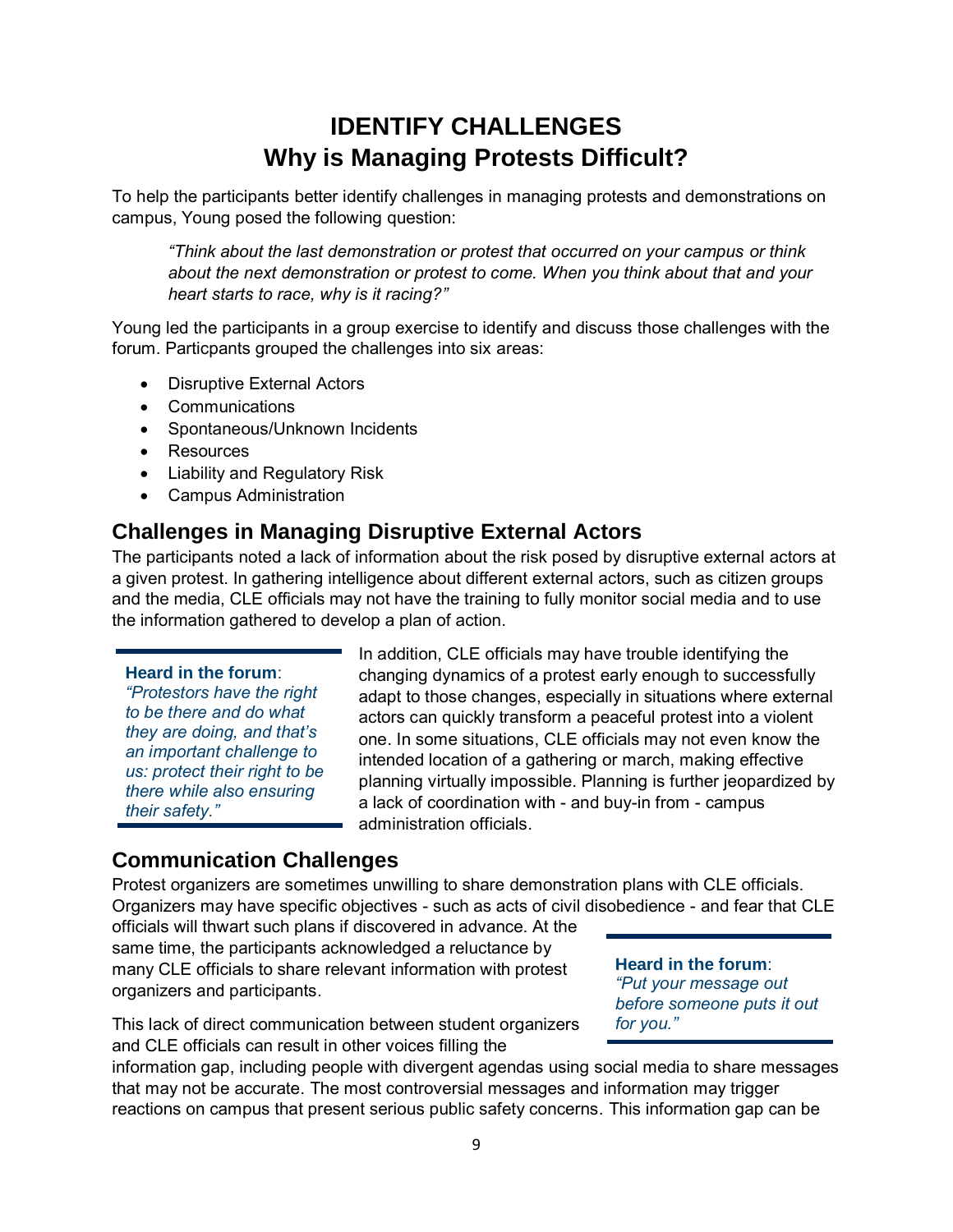# IDENTIFY CHALLENGES
# Why is Managing Protests Difficult?

To help the participants better identify challenges in managing protests and demonstrations on campus, Young posed the following question:

> *"Think about the last demonstration or protest that occurred on your campus or think about the next demonstration or protest to come. When you think about that and your heart starts to race, why is it racing?"*

Young led the participants in a group exercise to identify and discuss those challenges with the forum. Particpants grouped the challenges into six areas:

- Disruptive External Actors
- Communications
- Spontaneous/Unknown Incidents
- Resources
- Liability and Regulatory Risk
- Campus Administration

## Challenges in Managing Disruptive External Actors

The participants noted a lack of information about the risk posed by disruptive external actors at a given protest. In gathering intelligence about different external actors, such as citizen groups and the media, CLE officials may not have the training to fully monitor social media and to use the information gathered to develop a plan of action.

> **Heard in the forum**:
> *"Protestors have the right to be there and do what they are doing, and that's an important challenge to us: protect their right to be there while also ensuring their safety."*

In addition, CLE officials may have trouble identifying the changing dynamics of a protest early enough to successfully adapt to those changes, especially in situations where external actors can quickly transform a peaceful protest into a violent one. In some situations, CLE officials may not even know the intended location of a gathering or march, making effective planning virtually impossible. Planning is further jeopardized by a lack of coordination with - and buy-in from - campus administration officials.

## Communication Challenges

Protest organizers are sometimes unwilling to share demonstration plans with CLE officials. Organizers may have specific objectives - such as acts of civil disobedience - and fear that CLE officials will thwart such plans if discovered in advance. At the same time, the participants acknowledged a reluctance by many CLE officials to share relevant information with protest organizers and participants.

> **Heard in the forum**:
> *"Put your message out before someone puts it out for you."*

This lack of direct communication between student organizers and CLE officials can result in other voices filling the information gap, including people with divergent agendas using social media to share messages that may not be accurate. The most controversial messages and information may trigger reactions on campus that present serious public safety concerns. This information gap can be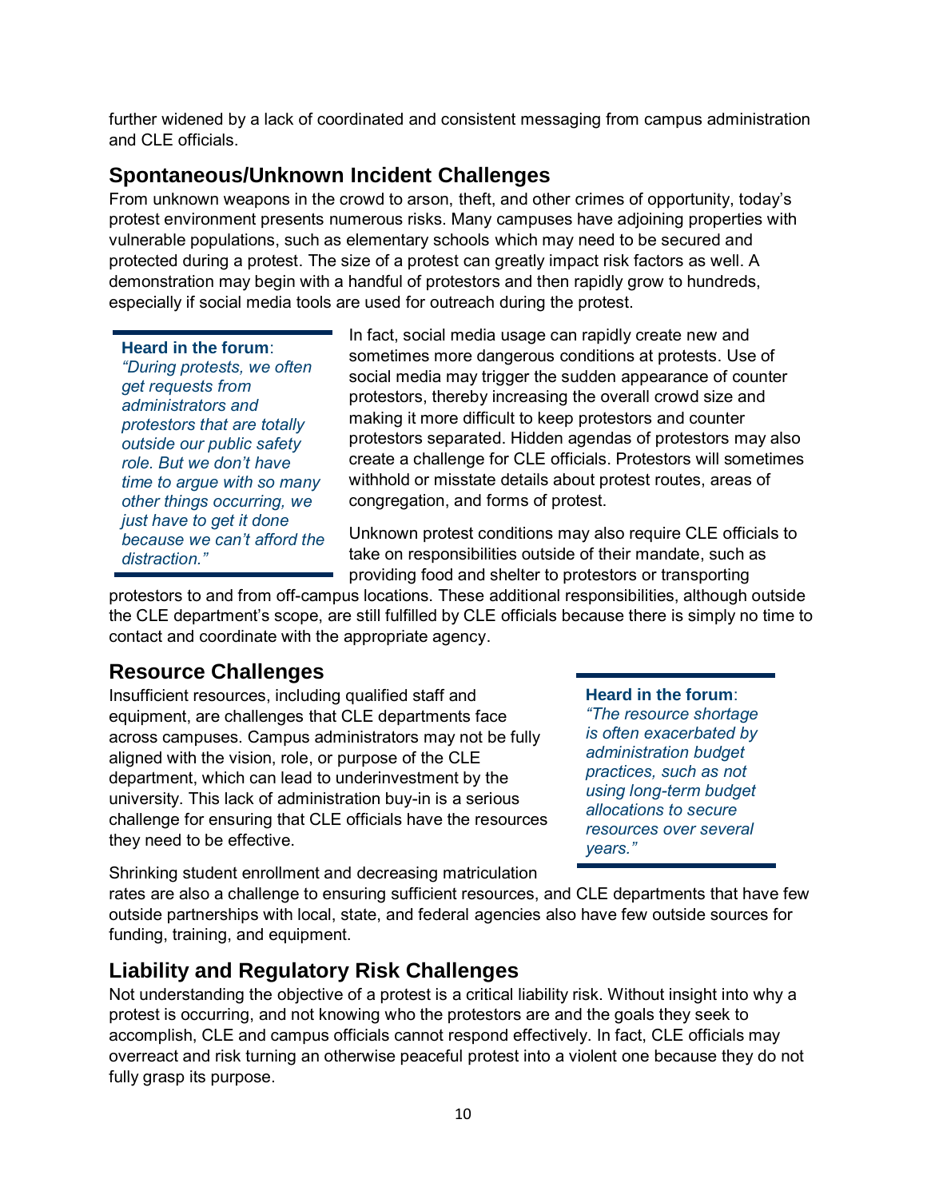further widened by a lack of coordinated and consistent messaging from campus administration and CLE officials.

## Spontaneous/Unknown Incident Challenges

From unknown weapons in the crowd to arson, theft, and other crimes of opportunity, today's protest environment presents numerous risks. Many campuses have adjoining properties with vulnerable populations, such as elementary schools which may need to be secured and protected during a protest. The size of a protest can greatly impact risk factors as well. A demonstration may begin with a handful of protestors and then rapidly grow to hundreds, especially if social media tools are used for outreach during the protest.

> **Heard in the forum**:
> *"During protests, we often get requests from administrators and protestors that are totally outside our public safety role. But we don't have time to argue with so many other things occurring, we just have to get it done because we can't afford the distraction."*

In fact, social media usage can rapidly create new and sometimes more dangerous conditions at protests. Use of social media may trigger the sudden appearance of counter protestors, thereby increasing the overall crowd size and making it more difficult to keep protestors and counter protestors separated. Hidden agendas of protestors may also create a challenge for CLE officials. Protestors will sometimes withhold or misstate details about protest routes, areas of congregation, and forms of protest.

Unknown protest conditions may also require CLE officials to take on responsibilities outside of their mandate, such as providing food and shelter to protestors or transporting protestors to and from off-campus locations. These additional responsibilities, although outside the CLE department's scope, are still fulfilled by CLE officials because there is simply no time to contact and coordinate with the appropriate agency.

## Resource Challenges

Insufficient resources, including qualified staff and equipment, are challenges that CLE departments face across campuses. Campus administrators may not be fully aligned with the vision, role, or purpose of the CLE department, which can lead to underinvestment by the university. This lack of administration buy-in is a serious challenge for ensuring that CLE officials have the resources they need to be effective.

> **Heard in the forum**:
> *"The resource shortage is often exacerbated by administration budget practices, such as not using long-term budget allocations to secure resources over several years."*

Shrinking student enrollment and decreasing matriculation rates are also a challenge to ensuring sufficient resources, and CLE departments that have few outside partnerships with local, state, and federal agencies also have few outside sources for funding, training, and equipment.

## Liability and Regulatory Risk Challenges

Not understanding the objective of a protest is a critical liability risk. Without insight into why a protest is occurring, and not knowing who the protestors are and the goals they seek to accomplish, CLE and campus officials cannot respond effectively. In fact, CLE officials may overreact and risk turning an otherwise peaceful protest into a violent one because they do not fully grasp its purpose.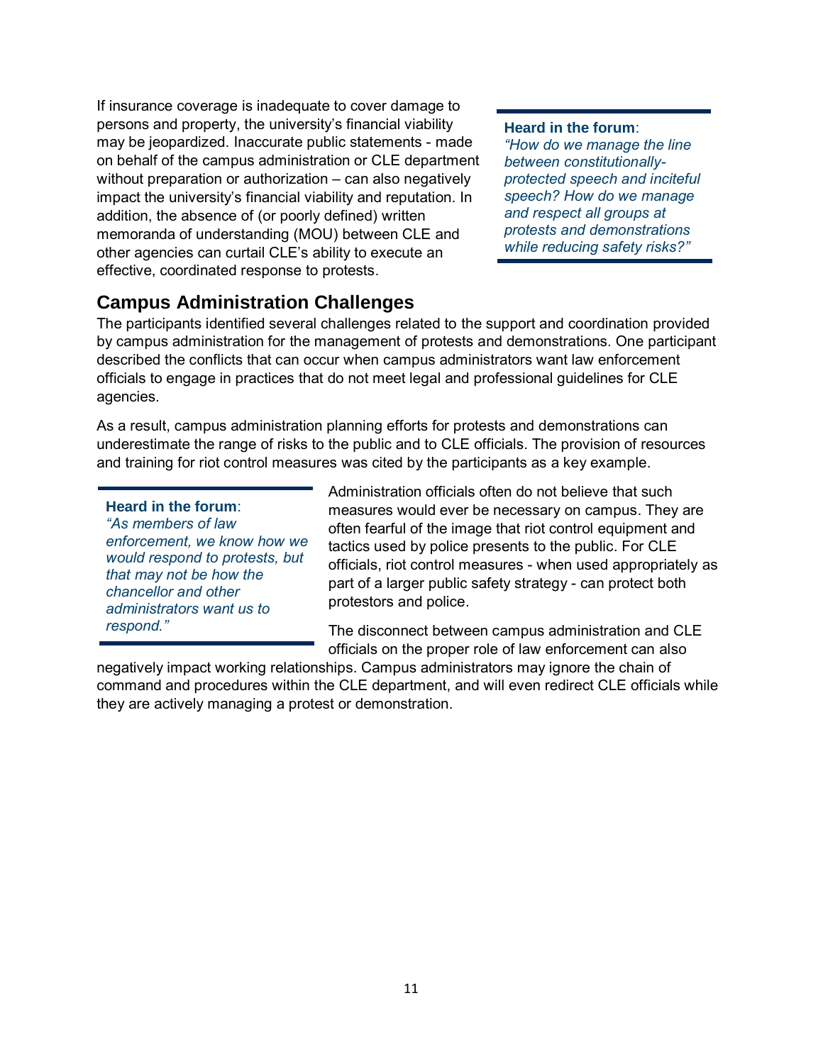If insurance coverage is inadequate to cover damage to persons and property, the university's financial viability may be jeopardized. Inaccurate public statements - made on behalf of the campus administration or CLE department without preparation or authorization – can also negatively impact the university's financial viability and reputation. In addition, the absence of (or poorly defined) written memoranda of understanding (MOU) between CLE and other agencies can curtail CLE's ability to execute an effective, coordinated response to protests.

> **Heard in the forum**:
> *"How do we manage the line between constitutionally-protected speech and inciteful speech? How do we manage and respect all groups at protests and demonstrations while reducing safety risks?"*

## Campus Administration Challenges

The participants identified several challenges related to the support and coordination provided by campus administration for the management of protests and demonstrations. One participant described the conflicts that can occur when campus administrators want law enforcement officials to engage in practices that do not meet legal and professional guidelines for CLE agencies.

As a result, campus administration planning efforts for protests and demonstrations can underestimate the range of risks to the public and to CLE officials. The provision of resources and training for riot control measures was cited by the participants as a key example.

> **Heard in the forum**:
> *"As members of law enforcement, we know how we would respond to protests, but that may not be how the chancellor and other administrators want us to respond."*

Administration officials often do not believe that such measures would ever be necessary on campus. They are often fearful of the image that riot control equipment and tactics used by police presents to the public. For CLE officials, riot control measures - when used appropriately as part of a larger public safety strategy - can protect both protestors and police.

The disconnect between campus administration and CLE officials on the proper role of law enforcement can also negatively impact working relationships. Campus administrators may ignore the chain of command and procedures within the CLE department, and will even redirect CLE officials while they are actively managing a protest or demonstration.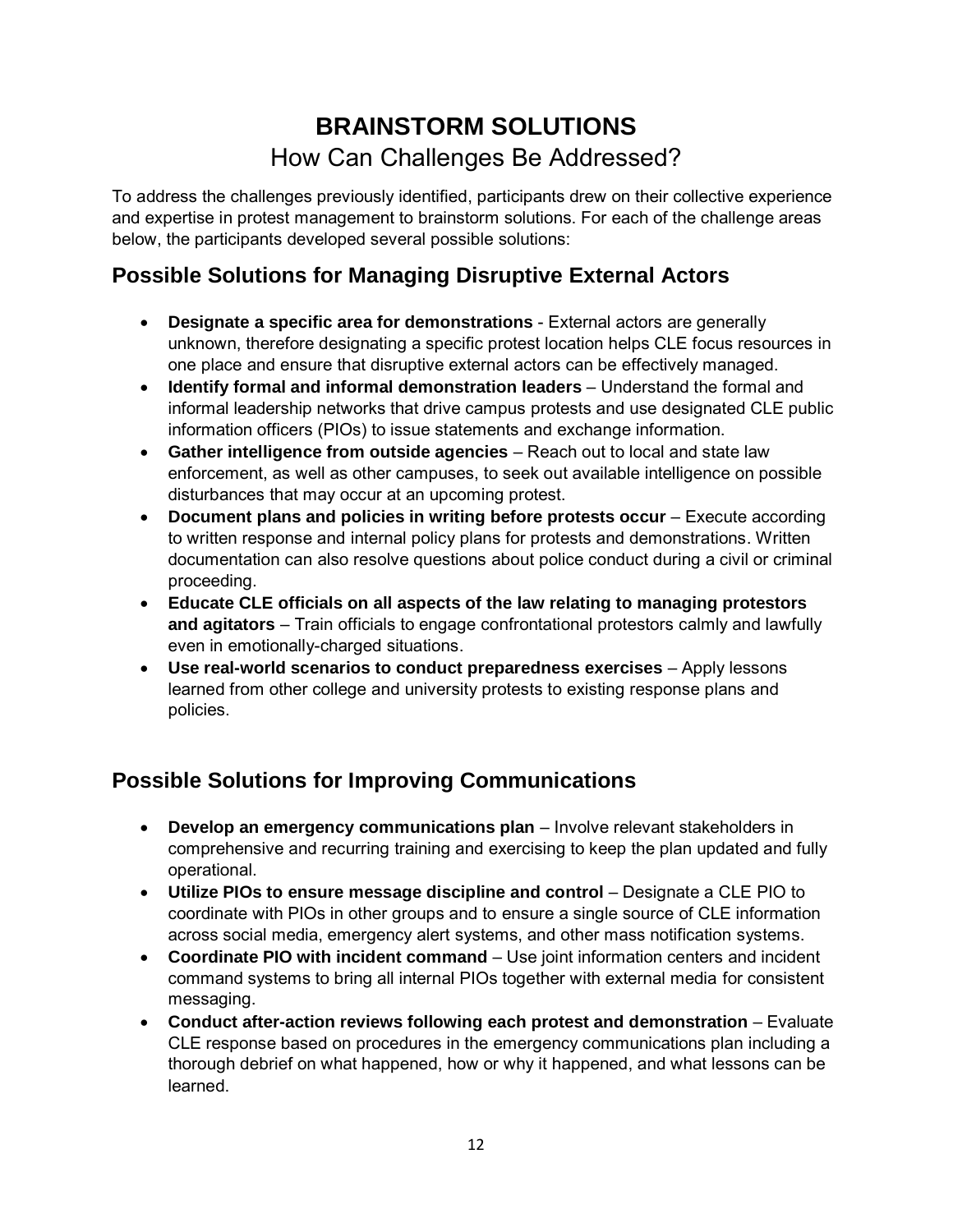# BRAINSTORM SOLUTIONS

## How Can Challenges Be Addressed?

To address the challenges previously identified, participants drew on their collective experience and expertise in protest management to brainstorm solutions. For each of the challenge areas below, the participants developed several possible solutions:

## Possible Solutions for Managing Disruptive External Actors

- **Designate a specific area for demonstrations** - External actors are generally unknown, therefore designating a specific protest location helps CLE focus resources in one place and ensure that disruptive external actors can be effectively managed.
- **Identify formal and informal demonstration leaders** – Understand the formal and informal leadership networks that drive campus protests and use designated CLE public information officers (PIOs) to issue statements and exchange information.
- **Gather intelligence from outside agencies** – Reach out to local and state law enforcement, as well as other campuses, to seek out available intelligence on possible disturbances that may occur at an upcoming protest.
- **Document plans and policies in writing before protests occur** – Execute according to written response and internal policy plans for protests and demonstrations. Written documentation can also resolve questions about police conduct during a civil or criminal proceeding.
- **Educate CLE officials on all aspects of the law relating to managing protestors and agitators** – Train officials to engage confrontational protestors calmly and lawfully even in emotionally-charged situations.
- **Use real-world scenarios to conduct preparedness exercises** – Apply lessons learned from other college and university protests to existing response plans and policies.

## Possible Solutions for Improving Communications

- **Develop an emergency communications plan** – Involve relevant stakeholders in comprehensive and recurring training and exercising to keep the plan updated and fully operational.
- **Utilize PIOs to ensure message discipline and control** – Designate a CLE PIO to coordinate with PIOs in other groups and to ensure a single source of CLE information across social media, emergency alert systems, and other mass notification systems.
- **Coordinate PIO with incident command** – Use joint information centers and incident command systems to bring all internal PIOs together with external media for consistent messaging.
- **Conduct after-action reviews following each protest and demonstration** – Evaluate CLE response based on procedures in the emergency communications plan including a thorough debrief on what happened, how or why it happened, and what lessons can be learned.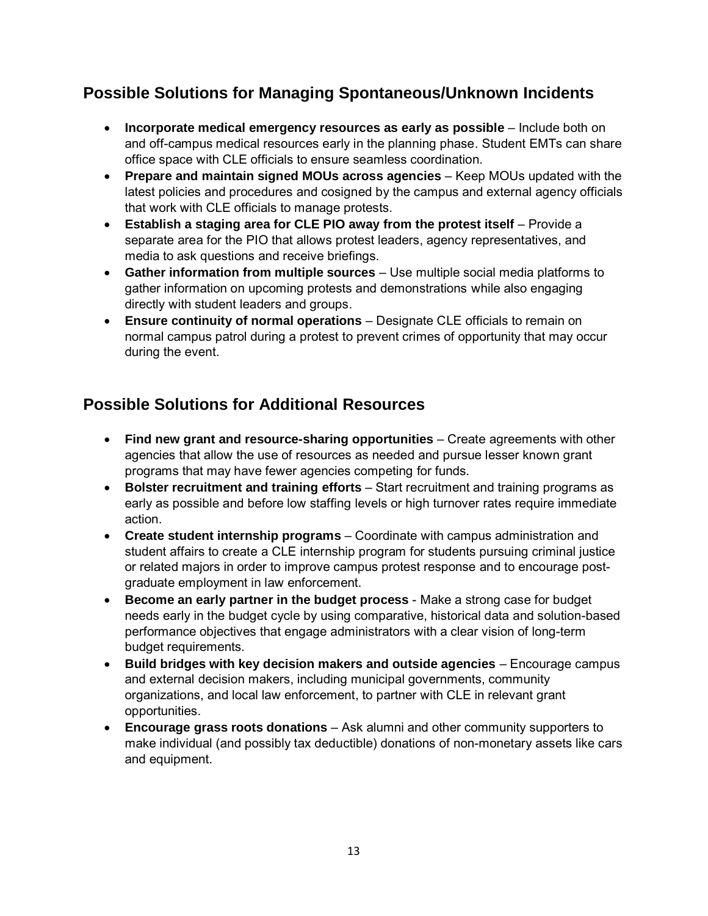## Possible Solutions for Managing Spontaneous/Unknown Incidents

- **Incorporate medical emergency resources as early as possible** – Include both on and off-campus medical resources early in the planning phase. Student EMTs can share office space with CLE officials to ensure seamless coordination.
- **Prepare and maintain signed MOUs across agencies** – Keep MOUs updated with the latest policies and procedures and cosigned by the campus and external agency officials that work with CLE officials to manage protests.
- **Establish a staging area for CLE PIO away from the protest itself** – Provide a separate area for the PIO that allows protest leaders, agency representatives, and media to ask questions and receive briefings.
- **Gather information from multiple sources** – Use multiple social media platforms to gather information on upcoming protests and demonstrations while also engaging directly with student leaders and groups.
- **Ensure continuity of normal operations** – Designate CLE officials to remain on normal campus patrol during a protest to prevent crimes of opportunity that may occur during the event.

## Possible Solutions for Additional Resources

- **Find new grant and resource-sharing opportunities** – Create agreements with other agencies that allow the use of resources as needed and pursue lesser known grant programs that may have fewer agencies competing for funds.
- **Bolster recruitment and training efforts** – Start recruitment and training programs as early as possible and before low staffing levels or high turnover rates require immediate action.
- **Create student internship programs** – Coordinate with campus administration and student affairs to create a CLE internship program for students pursuing criminal justice or related majors in order to improve campus protest response and to encourage post-graduate employment in law enforcement.
- **Become an early partner in the budget process** - Make a strong case for budget needs early in the budget cycle by using comparative, historical data and solution-based performance objectives that engage administrators with a clear vision of long-term budget requirements.
- **Build bridges with key decision makers and outside agencies** – Encourage campus and external decision makers, including municipal governments, community organizations, and local law enforcement, to partner with CLE in relevant grant opportunities.
- **Encourage grass roots donations** – Ask alumni and other community supporters to make individual (and possibly tax deductible) donations of non-monetary assets like cars and equipment.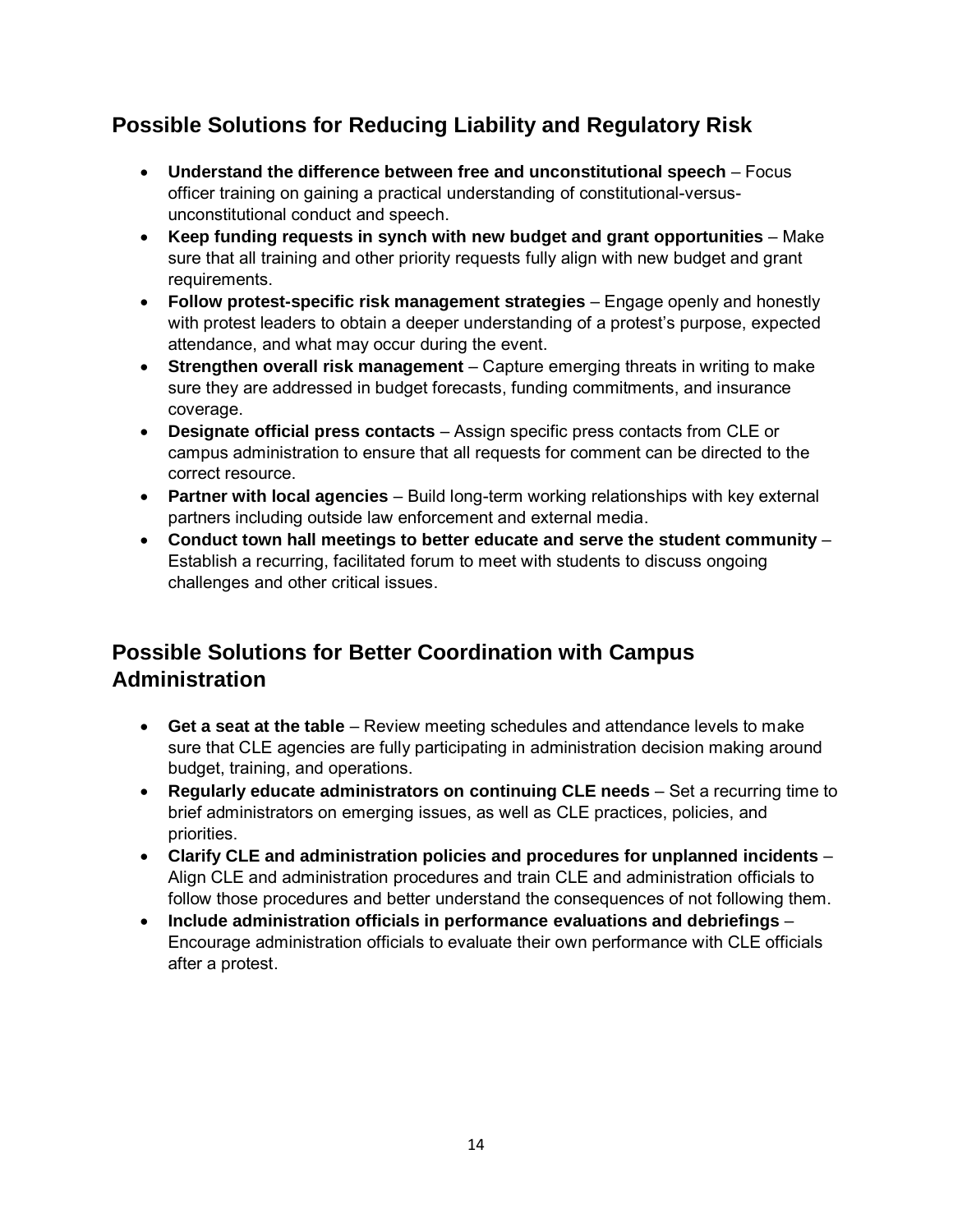## Possible Solutions for Reducing Liability and Regulatory Risk

- **Understand the difference between free and unconstitutional speech** – Focus officer training on gaining a practical understanding of constitutional-versus-unconstitutional conduct and speech.
- **Keep funding requests in synch with new budget and grant opportunities** – Make sure that all training and other priority requests fully align with new budget and grant requirements.
- **Follow protest-specific risk management strategies** – Engage openly and honestly with protest leaders to obtain a deeper understanding of a protest's purpose, expected attendance, and what may occur during the event.
- **Strengthen overall risk management** – Capture emerging threats in writing to make sure they are addressed in budget forecasts, funding commitments, and insurance coverage.
- **Designate official press contacts** – Assign specific press contacts from CLE or campus administration to ensure that all requests for comment can be directed to the correct resource.
- **Partner with local agencies** – Build long-term working relationships with key external partners including outside law enforcement and external media.
- **Conduct town hall meetings to better educate and serve the student community** – Establish a recurring, facilitated forum to meet with students to discuss ongoing challenges and other critical issues.

## Possible Solutions for Better Coordination with Campus Administration

- **Get a seat at the table** – Review meeting schedules and attendance levels to make sure that CLE agencies are fully participating in administration decision making around budget, training, and operations.
- **Regularly educate administrators on continuing CLE needs** – Set a recurring time to brief administrators on emerging issues, as well as CLE practices, policies, and priorities.
- **Clarify CLE and administration policies and procedures for unplanned incidents** – Align CLE and administration procedures and train CLE and administration officials to follow those procedures and better understand the consequences of not following them.
- **Include administration officials in performance evaluations and debriefings** – Encourage administration officials to evaluate their own performance with CLE officials after a protest.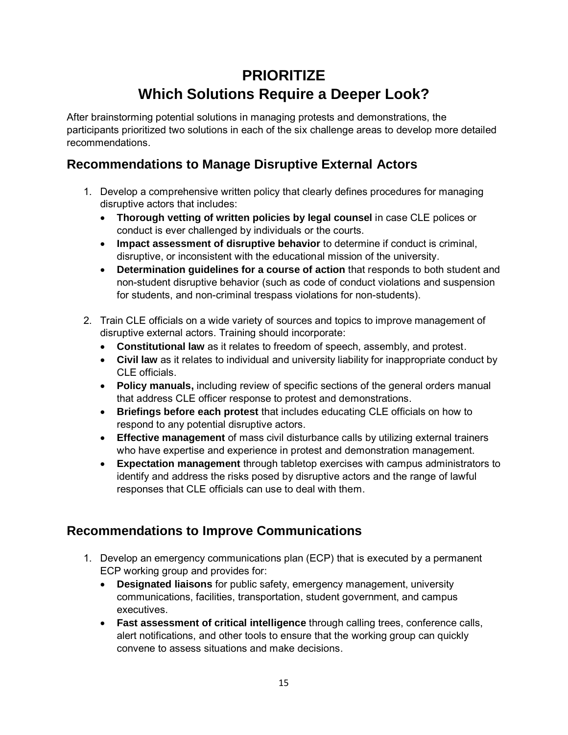# PRIORITIZE
# Which Solutions Require a Deeper Look?

After brainstorming potential solutions in managing protests and demonstrations, the participants prioritized two solutions in each of the six challenge areas to develop more detailed recommendations.

## Recommendations to Manage Disruptive External Actors

1. Develop a comprehensive written policy that clearly defines procedures for managing disruptive actors that includes:
   - **Thorough vetting of written policies by legal counsel** in case CLE polices or conduct is ever challenged by individuals or the courts.
   - **Impact assessment of disruptive behavior** to determine if conduct is criminal, disruptive, or inconsistent with the educational mission of the university.
   - **Determination guidelines for a course of action** that responds to both student and non-student disruptive behavior (such as code of conduct violations and suspension for students, and non-criminal trespass violations for non-students).

2. Train CLE officials on a wide variety of sources and topics to improve management of disruptive external actors. Training should incorporate:
   - **Constitutional law** as it relates to freedom of speech, assembly, and protest.
   - **Civil law** as it relates to individual and university liability for inappropriate conduct by CLE officials.
   - **Policy manuals,** including review of specific sections of the general orders manual that address CLE officer response to protest and demonstrations.
   - **Briefings before each protest** that includes educating CLE officials on how to respond to any potential disruptive actors.
   - **Effective management** of mass civil disturbance calls by utilizing external trainers who have expertise and experience in protest and demonstration management.
   - **Expectation management** through tabletop exercises with campus administrators to identify and address the risks posed by disruptive actors and the range of lawful responses that CLE officials can use to deal with them.

## Recommendations to Improve Communications

1. Develop an emergency communications plan (ECP) that is executed by a permanent ECP working group and provides for:
   - **Designated liaisons** for public safety, emergency management, university communications, facilities, transportation, student government, and campus executives.
   - **Fast assessment of critical intelligence** through calling trees, conference calls, alert notifications, and other tools to ensure that the working group can quickly convene to assess situations and make decisions.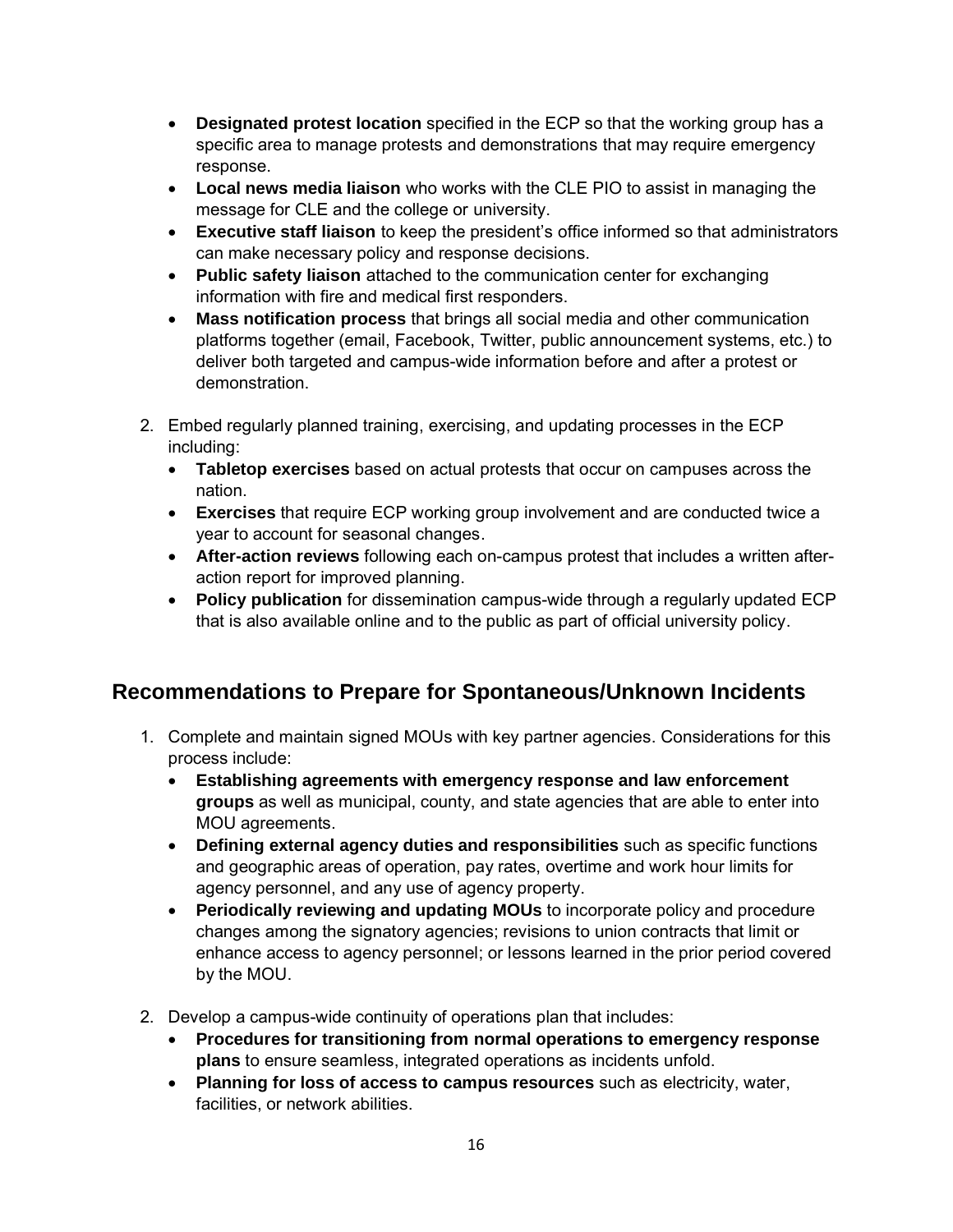- **Designated protest location** specified in the ECP so that the working group has a specific area to manage protests and demonstrations that may require emergency response.
- **Local news media liaison** who works with the CLE PIO to assist in managing the message for CLE and the college or university.
- **Executive staff liaison** to keep the president's office informed so that administrators can make necessary policy and response decisions.
- **Public safety liaison** attached to the communication center for exchanging information with fire and medical first responders.
- **Mass notification process** that brings all social media and other communication platforms together (email, Facebook, Twitter, public announcement systems, etc.) to deliver both targeted and campus-wide information before and after a protest or demonstration.

2. Embed regularly planned training, exercising, and updating processes in the ECP including:
   - **Tabletop exercises** based on actual protests that occur on campuses across the nation.
   - **Exercises** that require ECP working group involvement and are conducted twice a year to account for seasonal changes.
   - **After-action reviews** following each on-campus protest that includes a written after-action report for improved planning.
   - **Policy publication** for dissemination campus-wide through a regularly updated ECP that is also available online and to the public as part of official university policy.

## Recommendations to Prepare for Spontaneous/Unknown Incidents

1. Complete and maintain signed MOUs with key partner agencies. Considerations for this process include:
   - **Establishing agreements with emergency response and law enforcement groups** as well as municipal, county, and state agencies that are able to enter into MOU agreements.
   - **Defining external agency duties and responsibilities** such as specific functions and geographic areas of operation, pay rates, overtime and work hour limits for agency personnel, and any use of agency property.
   - **Periodically reviewing and updating MOUs** to incorporate policy and procedure changes among the signatory agencies; revisions to union contracts that limit or enhance access to agency personnel; or lessons learned in the prior period covered by the MOU.

2. Develop a campus-wide continuity of operations plan that includes:
   - **Procedures for transitioning from normal operations to emergency response plans** to ensure seamless, integrated operations as incidents unfold.
   - **Planning for loss of access to campus resources** such as electricity, water, facilities, or network abilities.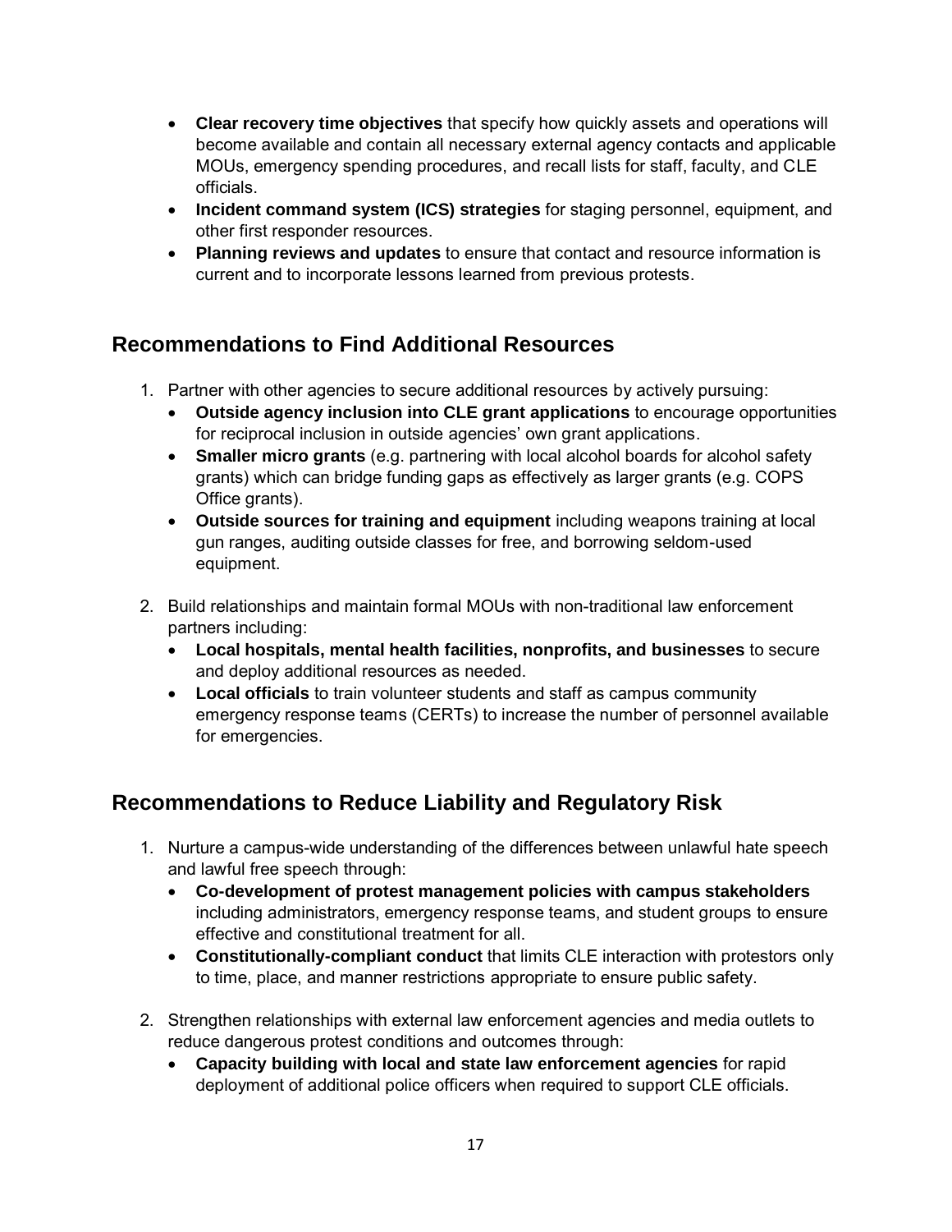- **Clear recovery time objectives** that specify how quickly assets and operations will become available and contain all necessary external agency contacts and applicable MOUs, emergency spending procedures, and recall lists for staff, faculty, and CLE officials.
- **Incident command system (ICS) strategies** for staging personnel, equipment, and other first responder resources.
- **Planning reviews and updates** to ensure that contact and resource information is current and to incorporate lessons learned from previous protests.

## Recommendations to Find Additional Resources

1. Partner with other agencies to secure additional resources by actively pursuing:
   - **Outside agency inclusion into CLE grant applications** to encourage opportunities for reciprocal inclusion in outside agencies' own grant applications.
   - **Smaller micro grants** (e.g. partnering with local alcohol boards for alcohol safety grants) which can bridge funding gaps as effectively as larger grants (e.g. COPS Office grants).
   - **Outside sources for training and equipment** including weapons training at local gun ranges, auditing outside classes for free, and borrowing seldom-used equipment.

2. Build relationships and maintain formal MOUs with non-traditional law enforcement partners including:
   - **Local hospitals, mental health facilities, nonprofits, and businesses** to secure and deploy additional resources as needed.
   - **Local officials** to train volunteer students and staff as campus community emergency response teams (CERTs) to increase the number of personnel available for emergencies.

## Recommendations to Reduce Liability and Regulatory Risk

1. Nurture a campus-wide understanding of the differences between unlawful hate speech and lawful free speech through:
   - **Co-development of protest management policies with campus stakeholders** including administrators, emergency response teams, and student groups to ensure effective and constitutional treatment for all.
   - **Constitutionally-compliant conduct** that limits CLE interaction with protestors only to time, place, and manner restrictions appropriate to ensure public safety.

2. Strengthen relationships with external law enforcement agencies and media outlets to reduce dangerous protest conditions and outcomes through:
   - **Capacity building with local and state law enforcement agencies** for rapid deployment of additional police officers when required to support CLE officials.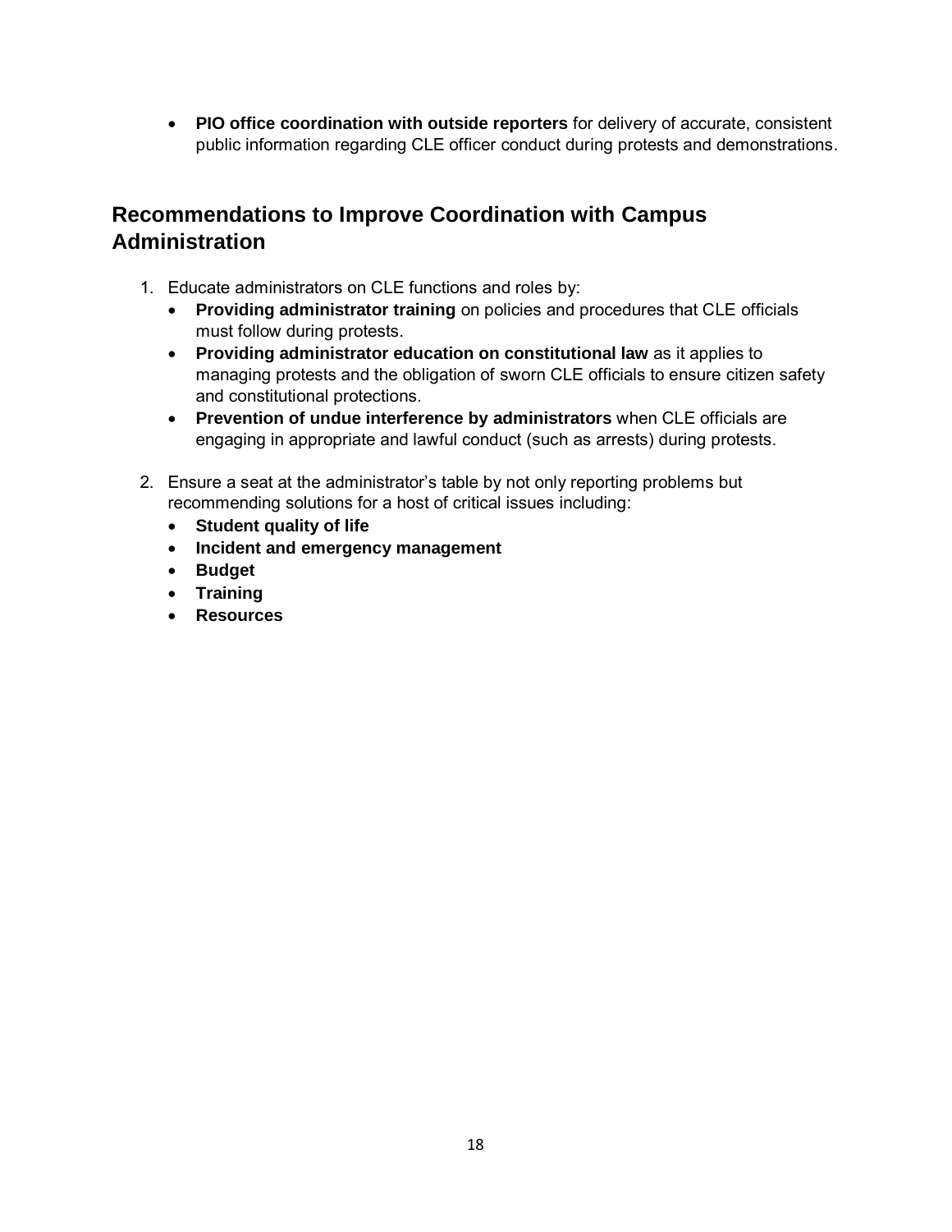- **PIO office coordination with outside reporters** for delivery of accurate, consistent public information regarding CLE officer conduct during protests and demonstrations.

## Recommendations to Improve Coordination with Campus Administration

1. Educate administrators on CLE functions and roles by:
   - **Providing administrator training** on policies and procedures that CLE officials must follow during protests.
   - **Providing administrator education on constitutional law** as it applies to managing protests and the obligation of sworn CLE officials to ensure citizen safety and constitutional protections.
   - **Prevention of undue interference by administrators** when CLE officials are engaging in appropriate and lawful conduct (such as arrests) during protests.

2. Ensure a seat at the administrator's table by not only reporting problems but recommending solutions for a host of critical issues including:
   - **Student quality of life**
   - **Incident and emergency management**
   - **Budget**
   - **Training**
   - **Resources**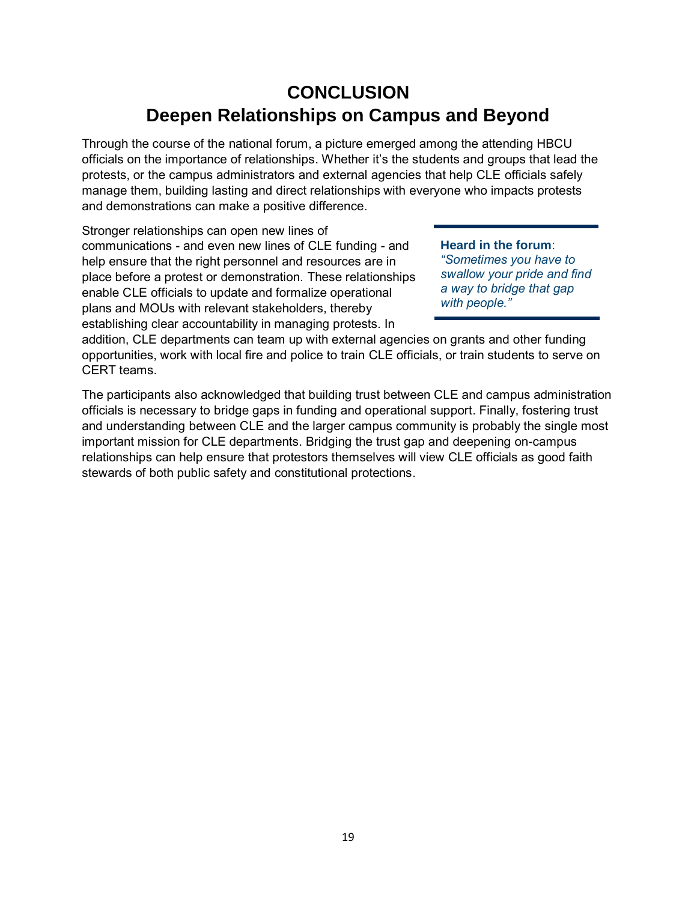# CONCLUSION
# Deepen Relationships on Campus and Beyond

Through the course of the national forum, a picture emerged among the attending HBCU officials on the importance of relationships. Whether it's the students and groups that lead the protests, or the campus administrators and external agencies that help CLE officials safely manage them, building lasting and direct relationships with everyone who impacts protests and demonstrations can make a positive difference.

Stronger relationships can open new lines of communications - and even new lines of CLE funding - and help ensure that the right personnel and resources are in place before a protest or demonstration. These relationships enable CLE officials to update and formalize operational plans and MOUs with relevant stakeholders, thereby establishing clear accountability in managing protests. In addition, CLE departments can team up with external agencies on grants and other funding opportunities, work with local fire and police to train CLE officials, or train students to serve on CERT teams.

> **Heard in the forum**: *"Sometimes you have to swallow your pride and find a way to bridge that gap with people."*

The participants also acknowledged that building trust between CLE and campus administration officials is necessary to bridge gaps in funding and operational support. Finally, fostering trust and understanding between CLE and the larger campus community is probably the single most important mission for CLE departments. Bridging the trust gap and deepening on-campus relationships can help ensure that protestors themselves will view CLE officials as good faith stewards of both public safety and constitutional protections.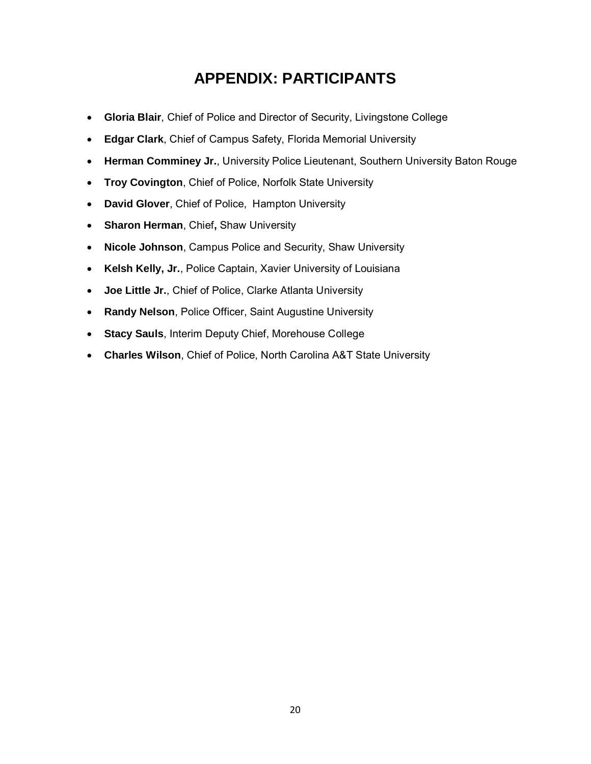# APPENDIX: PARTICIPANTS

- **Gloria Blair**, Chief of Police and Director of Security, Livingstone College
- **Edgar Clark**, Chief of Campus Safety, Florida Memorial University
- **Herman Comminey Jr.**, University Police Lieutenant, Southern University Baton Rouge
- **Troy Covington**, Chief of Police, Norfolk State University
- **David Glover**, Chief of Police, Hampton University
- **Sharon Herman**, Chief**,** Shaw University
- **Nicole Johnson**, Campus Police and Security, Shaw University
- **Kelsh Kelly, Jr.**, Police Captain, Xavier University of Louisiana
- **Joe Little Jr.**, Chief of Police, Clarke Atlanta University
- **Randy Nelson**, Police Officer, Saint Augustine University
- **Stacy Sauls**, Interim Deputy Chief, Morehouse College
- **Charles Wilson**, Chief of Police, North Carolina A&T State University